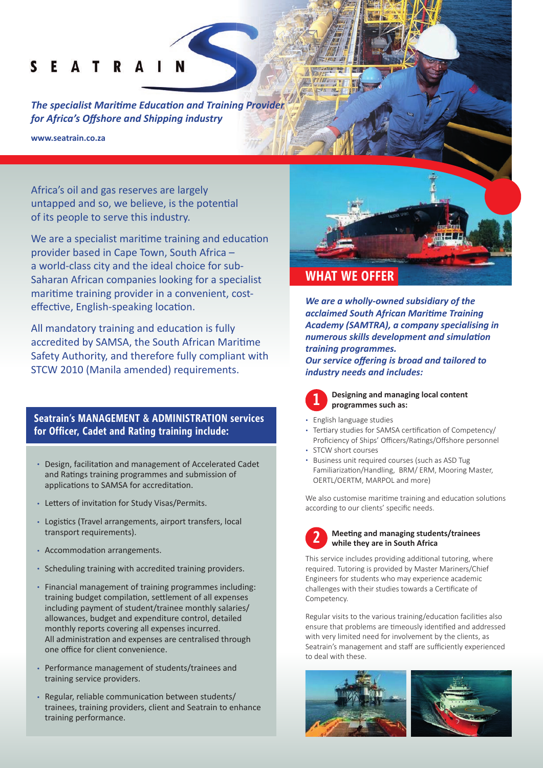# SEATRAIN

***The specialist Maritime Education and Training Provider for Africa's Offshore and Shipping industry***

**www.seatrain.co.za**

Africa's oil and gas reserves are largely untapped and so, we believe, is the potential of its people to serve this industry.

We are a specialist maritime training and education provider based in Cape Town, South Africa – a world-class city and the ideal choice for sub-Saharan African companies looking for a specialist maritime training provider in a convenient, cost-effective, English-speaking location.

All mandatory training and education is fully accredited by SAMSA, the South African Maritime Safety Authority, and therefore fully compliant with STCW 2010 (Manila amended) requirements.

## Seatrain's MANAGEMENT & ADMINISTRATION services for Officer, Cadet and Rating training include:

- Design, facilitation and management of Accelerated Cadet and Ratings training programmes and submission of applications to SAMSA for accreditation.
- Letters of invitation for Study Visas/Permits.
- Logistics (Travel arrangements, airport transfers, local transport requirements).
- Accommodation arrangements.
- Scheduling training with accredited training providers.
- Financial management of training programmes including: training budget compilation, settlement of all expenses including payment of student/trainee monthly salaries/ allowances, budget and expenditure control, detailed monthly reports covering all expenses incurred. All administration and expenses are centralised through one office for client convenience.
- Performance management of students/trainees and training service providers.
- Regular, reliable communication between students/ trainees, training providers, client and Seatrain to enhance training performance.

## WHAT WE OFFER

***We are a wholly-owned subsidiary of the acclaimed South African Maritime Training Academy (SAMTRA), a company specialising in numerous skills development and simulation training programmes.***
***Our service offering is broad and tailored to industry needs and includes:***

### 1 Designing and managing local content programmes such as:

- English language studies
- Tertiary studies for SAMSA certification of Competency/ Proficiency of Ships' Officers/Ratings/Offshore personnel
- STCW short courses
- Business unit required courses (such as ASD Tug Familiarization/Handling, BRM/ ERM, Mooring Master, OERTL/OERTM, MARPOL and more)

We also customise maritime training and education solutions according to our clients' specific needs.

### 2 Meeting and managing students/trainees while they are in South Africa

This service includes providing additional tutoring, where required. Tutoring is provided by Master Mariners/Chief Engineers for students who may experience academic challenges with their studies towards a Certificate of Competency.

Regular visits to the various training/education facilities also ensure that problems are timeously identified and addressed with very limited need for involvement by the clients, as Seatrain's management and staff are sufficiently experienced to deal with these.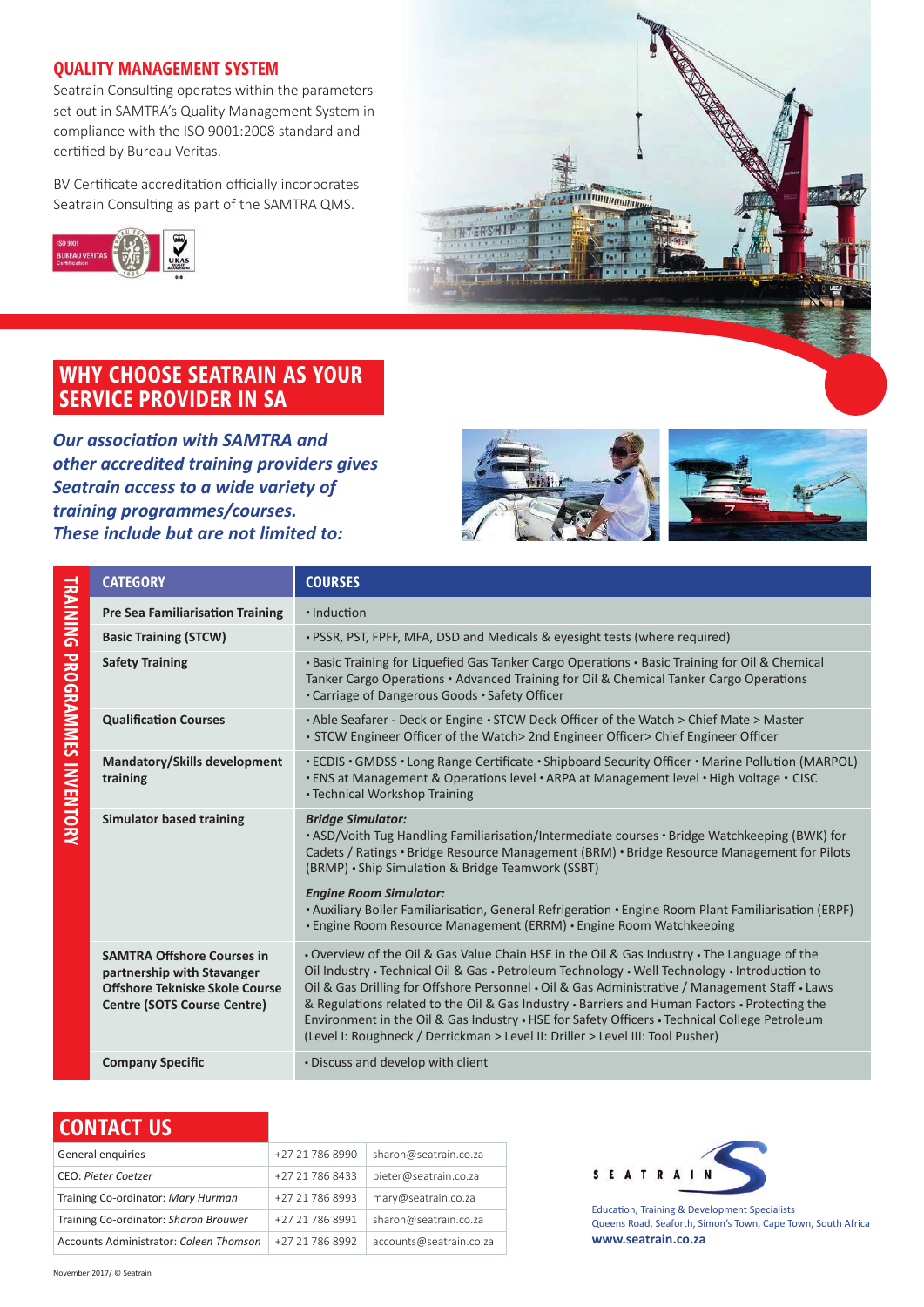## QUALITY MANAGEMENT SYSTEM

Seatrain Consulting operates within the parameters set out in SAMTRA's Quality Management System in compliance with the ISO 9001:2008 standard and certified by Bureau Veritas.

BV Certificate accreditation officially incorporates Seatrain Consulting as part of the SAMTRA QMS.

## WHY CHOOSE SEATRAIN AS YOUR SERVICE PROVIDER IN SA

***Our association with SAMTRA and other accredited training providers gives Seatrain access to a wide variety of training programmes/courses. These include but are not limited to:***

### TRAINING PROGRAMMES INVENTORY

| CATEGORY | COURSES |
|---|---|
| **Pre Sea Familiarisation Training** | • Induction |
| **Basic Training (STCW)** | • PSSR, PST, FPFF, MFA, DSD and Medicals & eyesight tests (where required) |
| **Safety Training** | • Basic Training for Liquefied Gas Tanker Cargo Operations • Basic Training for Oil & Chemical Tanker Cargo Operations • Advanced Training for Oil & Chemical Tanker Cargo Operations • Carriage of Dangerous Goods • Safety Officer |
| **Qualification Courses** | • Able Seafarer - Deck or Engine • STCW Deck Officer of the Watch > Chief Mate > Master • STCW Engineer Officer of the Watch> 2nd Engineer Officer> Chief Engineer Officer |
| **Mandatory/Skills development training** | • ECDIS • GMDSS • Long Range Certificate • Shipboard Security Officer • Marine Pollution (MARPOL) • ENS at Management & Operations level • ARPA at Management level • High Voltage • CISC • Technical Workshop Training |
| **Simulator based training** | ***Bridge Simulator:*** • ASD/Voith Tug Handling Familiarisation/Intermediate courses • Bridge Watchkeeping (BWK) for Cadets / Ratings • Bridge Resource Management (BRM) • Bridge Resource Management for Pilots (BRMP) • Ship Simulation & Bridge Teamwork (SSBT)<br><br>***Engine Room Simulator:*** • Auxiliary Boiler Familiarisation, General Refrigeration • Engine Room Plant Familiarisation (ERPF) • Engine Room Resource Management (ERRM) • Engine Room Watchkeeping |
| **SAMTRA Offshore Courses in partnership with Stavanger Offshore Tekniske Skole Course Centre (SOTS Course Centre)** | • Overview of the Oil & Gas Value Chain HSE in the Oil & Gas Industry • The Language of the Oil Industry • Technical Oil & Gas • Petroleum Technology • Well Technology • Introduction to Oil & Gas Drilling for Offshore Personnel • Oil & Gas Administrative / Management Staff • Laws & Regulations related to the Oil & Gas Industry • Barriers and Human Factors • Protecting the Environment in the Oil & Gas Industry • HSE for Safety Officers • Technical College Petroleum (Level I: Roughneck / Derrickman > Level II: Driller > Level III: Tool Pusher) |
| **Company Specific** | • Discuss and develop with client |

## CONTACT US

| | | |
|---|---|---|
| General enquiries | +27 21 786 8990 | sharon@seatrain.co.za |
| CEO: *Pieter Coetzer* | +27 21 786 8433 | pieter@seatrain.co.za |
| Training Co-ordinator: *Mary Hurman* | +27 21 786 8993 | mary@seatrain.co.za |
| Training Co-ordinator: *Sharon Brouwer* | +27 21 786 8991 | sharon@seatrain.co.za |
| Accounts Administrator: *Coleen Thomson* | +27 21 786 8992 | accounts@seatrain.co.za |

SEATRAIN

Education, Training & Development Specialists
Queens Road, Seaforth, Simon's Town, Cape Town, South Africa
**www.seatrain.co.za**

November 2017/ © Seatrain